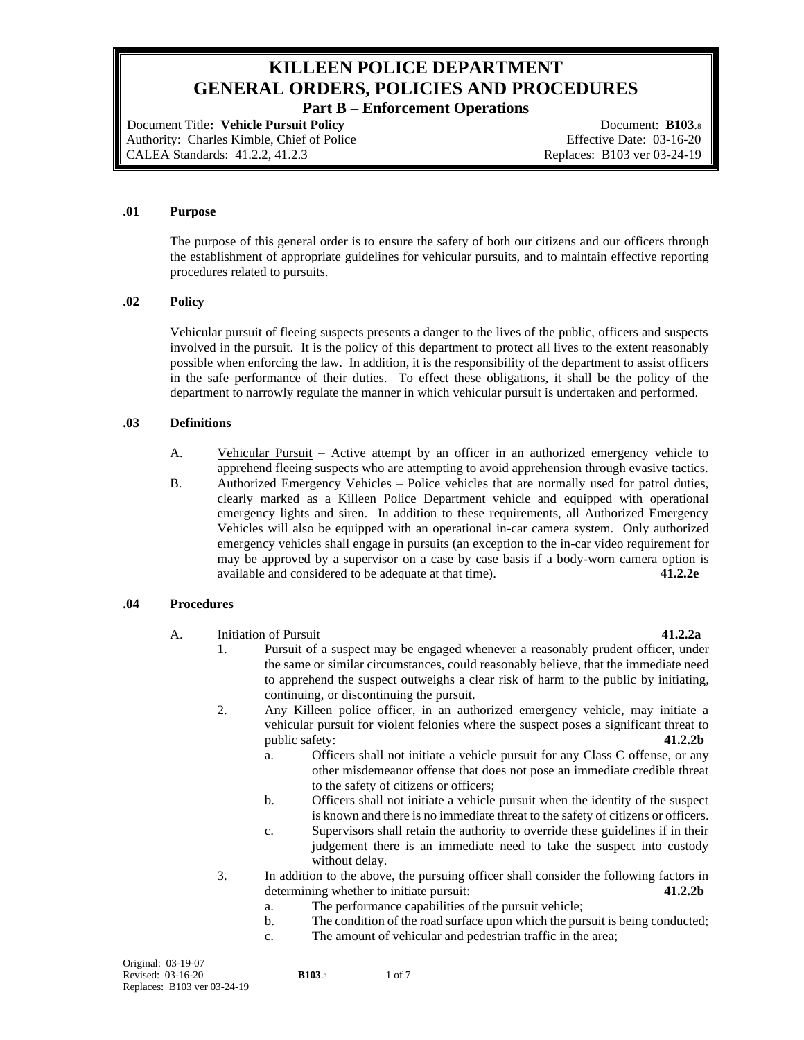# KILLEEN POLICE DEPARTMENT
# GENERAL ORDERS, POLICIES AND PROCEDURES
## Part B – Enforcement Operations

| Document Title: **Vehicle Pursuit Policy** | Document: **B103**.8 |
|---|---|
| Authority: Charles Kimble, Chief of Police | Effective Date: 03-16-20 |
| CALEA Standards: 41.2.2, 41.2.3 | Replaces: B103 ver 03-24-19 |

### .01 Purpose

The purpose of this general order is to ensure the safety of both our citizens and our officers through the establishment of appropriate guidelines for vehicular pursuits, and to maintain effective reporting procedures related to pursuits.

### .02 Policy

Vehicular pursuit of fleeing suspects presents a danger to the lives of the public, officers and suspects involved in the pursuit. It is the policy of this department to protect all lives to the extent reasonably possible when enforcing the law. In addition, it is the responsibility of the department to assist officers in the safe performance of their duties. To effect these obligations, it shall be the policy of the department to narrowly regulate the manner in which vehicular pursuit is undertaken and performed.

### .03 Definitions

A. Vehicular Pursuit – Active attempt by an officer in an authorized emergency vehicle to apprehend fleeing suspects who are attempting to avoid apprehension through evasive tactics.

B. Authorized Emergency Vehicles – Police vehicles that are normally used for patrol duties, clearly marked as a Killeen Police Department vehicle and equipped with operational emergency lights and siren. In addition to these requirements, all Authorized Emergency Vehicles will also be equipped with an operational in-car camera system. Only authorized emergency vehicles shall engage in pursuits (an exception to the in-car video requirement for may be approved by a supervisor on a case by case basis if a body-worn camera option is available and considered to be adequate at that time). **41.2.2e**

### .04 Procedures

A. Initiation of Pursuit **41.2.2a**

1. Pursuit of a suspect may be engaged whenever a reasonably prudent officer, under the same or similar circumstances, could reasonably believe, that the immediate need to apprehend the suspect outweighs a clear risk of harm to the public by initiating, continuing, or discontinuing the pursuit.

2. Any Killeen police officer, in an authorized emergency vehicle, may initiate a vehicular pursuit for violent felonies where the suspect poses a significant threat to public safety: **41.2.2b**

   a. Officers shall not initiate a vehicle pursuit for any Class C offense, or any other misdemeanor offense that does not pose an immediate credible threat to the safety of citizens or officers;

   b. Officers shall not initiate a vehicle pursuit when the identity of the suspect is known and there is no immediate threat to the safety of citizens or officers.

   c. Supervisors shall retain the authority to override these guidelines if in their judgement there is an immediate need to take the suspect into custody without delay.

3. In addition to the above, the pursuing officer shall consider the following factors in determining whether to initiate pursuit: **41.2.2b**

   a. The performance capabilities of the pursuit vehicle;

   b. The condition of the road surface upon which the pursuit is being conducted;

   c. The amount of vehicular and pedestrian traffic in the area;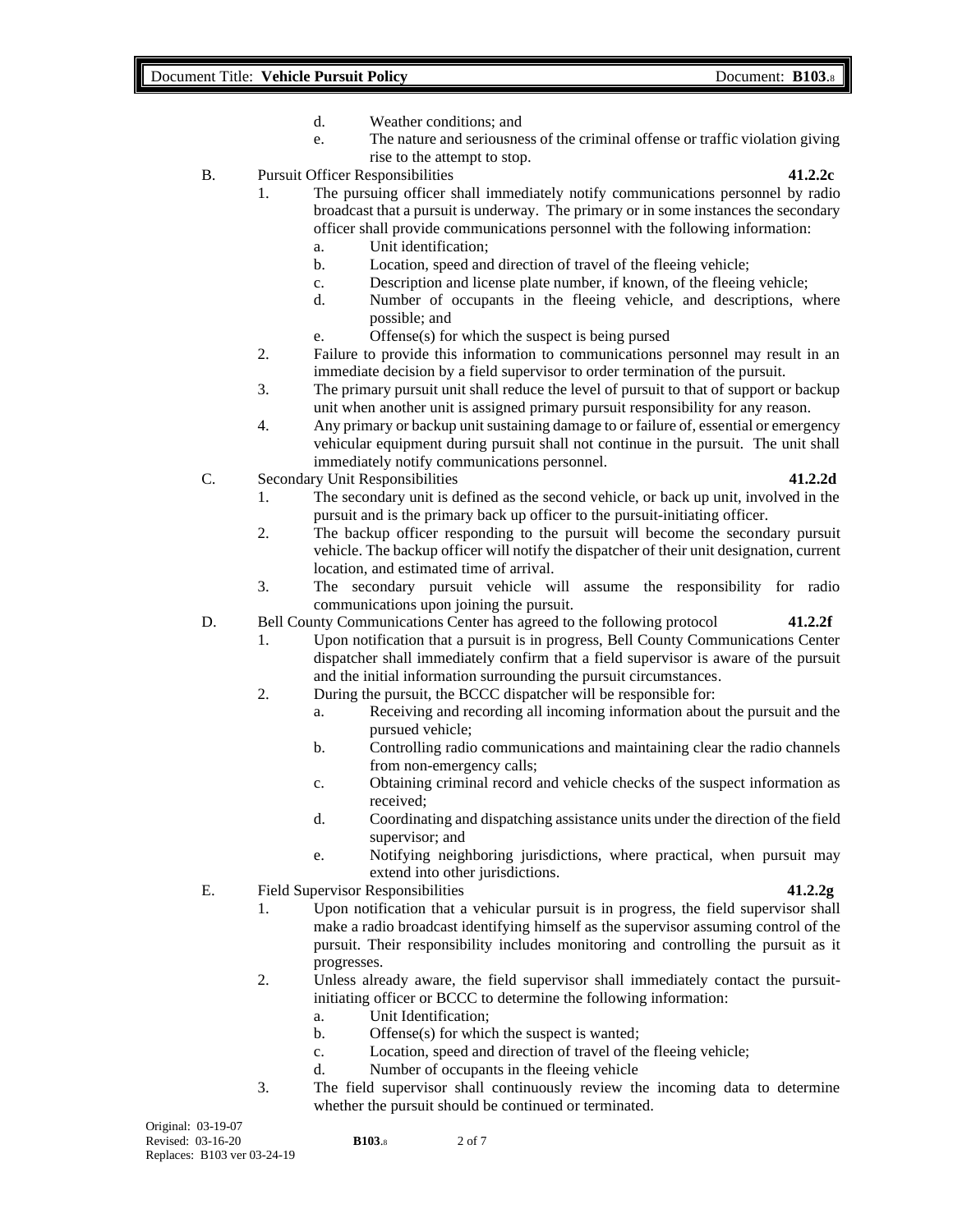d. Weather conditions; and
e. The nature and seriousness of the criminal offense or traffic violation giving rise to the attempt to stop.

B. Pursuit Officer Responsibilities **41.2.2c**

1. The pursuing officer shall immediately notify communications personnel by radio broadcast that a pursuit is underway. The primary or in some instances the secondary officer shall provide communications personnel with the following information:
   a. Unit identification;
   b. Location, speed and direction of travel of the fleeing vehicle;
   c. Description and license plate number, if known, of the fleeing vehicle;
   d. Number of occupants in the fleeing vehicle, and descriptions, where possible; and
   e. Offense(s) for which the suspect is being pursed
2. Failure to provide this information to communications personnel may result in an immediate decision by a field supervisor to order termination of the pursuit.
3. The primary pursuit unit shall reduce the level of pursuit to that of support or backup unit when another unit is assigned primary pursuit responsibility for any reason.
4. Any primary or backup unit sustaining damage to or failure of, essential or emergency vehicular equipment during pursuit shall not continue in the pursuit. The unit shall immediately notify communications personnel.

C. Secondary Unit Responsibilities **41.2.2d**

1. The secondary unit is defined as the second vehicle, or back up unit, involved in the pursuit and is the primary back up officer to the pursuit-initiating officer.
2. The backup officer responding to the pursuit will become the secondary pursuit vehicle. The backup officer will notify the dispatcher of their unit designation, current location, and estimated time of arrival.
3. The secondary pursuit vehicle will assume the responsibility for radio communications upon joining the pursuit.

D. Bell County Communications Center has agreed to the following protocol **41.2.2f**

1. Upon notification that a pursuit is in progress, Bell County Communications Center dispatcher shall immediately confirm that a field supervisor is aware of the pursuit and the initial information surrounding the pursuit circumstances.
2. During the pursuit, the BCCC dispatcher will be responsible for:
   a. Receiving and recording all incoming information about the pursuit and the pursued vehicle;
   b. Controlling radio communications and maintaining clear the radio channels from non-emergency calls;
   c. Obtaining criminal record and vehicle checks of the suspect information as received;
   d. Coordinating and dispatching assistance units under the direction of the field supervisor; and
   e. Notifying neighboring jurisdictions, where practical, when pursuit may extend into other jurisdictions.

E. Field Supervisor Responsibilities **41.2.2g**

1. Upon notification that a vehicular pursuit is in progress, the field supervisor shall make a radio broadcast identifying himself as the supervisor assuming control of the pursuit. Their responsibility includes monitoring and controlling the pursuit as it progresses.
2. Unless already aware, the field supervisor shall immediately contact the pursuit-initiating officer or BCCC to determine the following information:
   a. Unit Identification;
   b. Offense(s) for which the suspect is wanted;
   c. Location, speed and direction of travel of the fleeing vehicle;
   d. Number of occupants in the fleeing vehicle
3. The field supervisor shall continuously review the incoming data to determine whether the pursuit should be continued or terminated.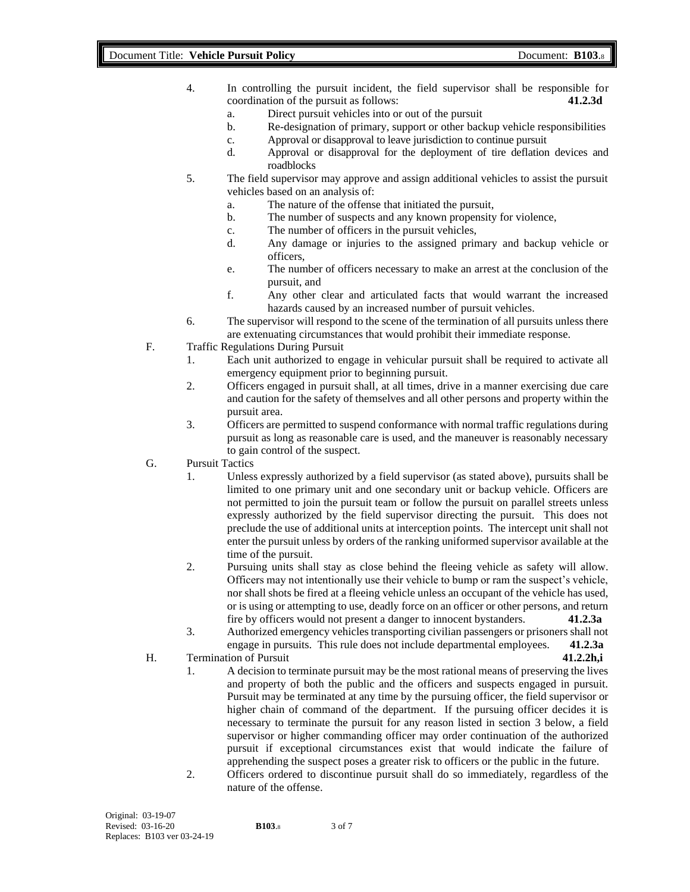4. In controlling the pursuit incident, the field supervisor shall be responsible for coordination of the pursuit as follows: **41.2.3d**
   a. Direct pursuit vehicles into or out of the pursuit
   b. Re-designation of primary, support or other backup vehicle responsibilities
   c. Approval or disapproval to leave jurisdiction to continue pursuit
   d. Approval or disapproval for the deployment of tire deflation devices and roadblocks
5. The field supervisor may approve and assign additional vehicles to assist the pursuit vehicles based on an analysis of:
   a. The nature of the offense that initiated the pursuit,
   b. The number of suspects and any known propensity for violence,
   c. The number of officers in the pursuit vehicles,
   d. Any damage or injuries to the assigned primary and backup vehicle or officers,
   e. The number of officers necessary to make an arrest at the conclusion of the pursuit, and
   f. Any other clear and articulated facts that would warrant the increased hazards caused by an increased number of pursuit vehicles.
6. The supervisor will respond to the scene of the termination of all pursuits unless there are extenuating circumstances that would prohibit their immediate response.

F. Traffic Regulations During Pursuit
   1. Each unit authorized to engage in vehicular pursuit shall be required to activate all emergency equipment prior to beginning pursuit.
   2. Officers engaged in pursuit shall, at all times, drive in a manner exercising due care and caution for the safety of themselves and all other persons and property within the pursuit area.
   3. Officers are permitted to suspend conformance with normal traffic regulations during pursuit as long as reasonable care is used, and the maneuver is reasonably necessary to gain control of the suspect.

G. Pursuit Tactics
   1. Unless expressly authorized by a field supervisor (as stated above), pursuits shall be limited to one primary unit and one secondary unit or backup vehicle. Officers are not permitted to join the pursuit team or follow the pursuit on parallel streets unless expressly authorized by the field supervisor directing the pursuit. This does not preclude the use of additional units at interception points. The intercept unit shall not enter the pursuit unless by orders of the ranking uniformed supervisor available at the time of the pursuit.
   2. Pursuing units shall stay as close behind the fleeing vehicle as safety will allow. Officers may not intentionally use their vehicle to bump or ram the suspect's vehicle, nor shall shots be fired at a fleeing vehicle unless an occupant of the vehicle has used, or is using or attempting to use, deadly force on an officer or other persons, and return fire by officers would not present a danger to innocent bystanders. **41.2.3a**
   3. Authorized emergency vehicles transporting civilian passengers or prisoners shall not engage in pursuits. This rule does not include departmental employees. **41.2.3a**

H. Termination of Pursuit **41.2.2h,i**
   1. A decision to terminate pursuit may be the most rational means of preserving the lives and property of both the public and the officers and suspects engaged in pursuit. Pursuit may be terminated at any time by the pursuing officer, the field supervisor or higher chain of command of the department. If the pursuing officer decides it is necessary to terminate the pursuit for any reason listed in section 3 below, a field supervisor or higher commanding officer may order continuation of the authorized pursuit if exceptional circumstances exist that would indicate the failure of apprehending the suspect poses a greater risk to officers or the public in the future.
   2. Officers ordered to discontinue pursuit shall do so immediately, regardless of the nature of the offense.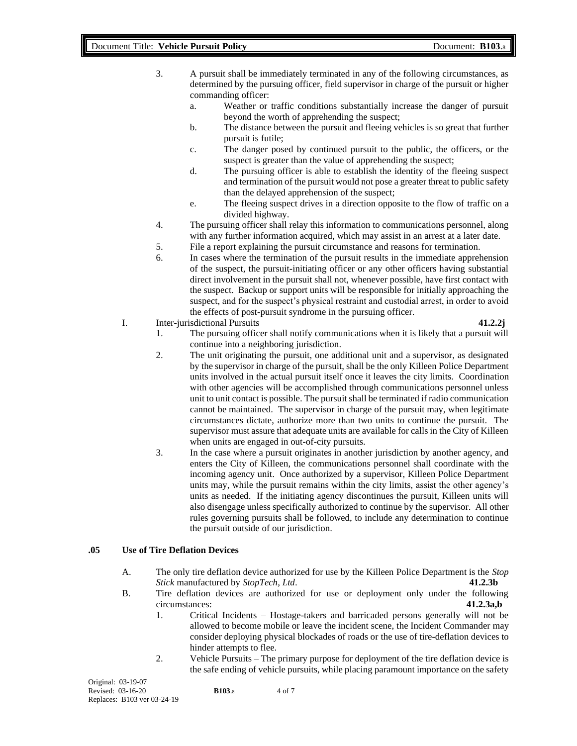3. A pursuit shall be immediately terminated in any of the following circumstances, as determined by the pursuing officer, field supervisor in charge of the pursuit or higher commanding officer:
   a. Weather or traffic conditions substantially increase the danger of pursuit beyond the worth of apprehending the suspect;
   b. The distance between the pursuit and fleeing vehicles is so great that further pursuit is futile;
   c. The danger posed by continued pursuit to the public, the officers, or the suspect is greater than the value of apprehending the suspect;
   d. The pursuing officer is able to establish the identity of the fleeing suspect and termination of the pursuit would not pose a greater threat to public safety than the delayed apprehension of the suspect;
   e. The fleeing suspect drives in a direction opposite to the flow of traffic on a divided highway.
4. The pursuing officer shall relay this information to communications personnel, along with any further information acquired, which may assist in an arrest at a later date.
5. File a report explaining the pursuit circumstance and reasons for termination.
6. In cases where the termination of the pursuit results in the immediate apprehension of the suspect, the pursuit-initiating officer or any other officers having substantial direct involvement in the pursuit shall not, whenever possible, have first contact with the suspect. Backup or support units will be responsible for initially approaching the suspect, and for the suspect's physical restraint and custodial arrest, in order to avoid the effects of post-pursuit syndrome in the pursuing officer.

I. Inter-jurisdictional Pursuits **41.2.2j**

1. The pursuing officer shall notify communications when it is likely that a pursuit will continue into a neighboring jurisdiction.
2. The unit originating the pursuit, one additional unit and a supervisor, as designated by the supervisor in charge of the pursuit, shall be the only Killeen Police Department units involved in the actual pursuit itself once it leaves the city limits. Coordination with other agencies will be accomplished through communications personnel unless unit to unit contact is possible. The pursuit shall be terminated if radio communication cannot be maintained. The supervisor in charge of the pursuit may, when legitimate circumstances dictate, authorize more than two units to continue the pursuit. The supervisor must assure that adequate units are available for calls in the City of Killeen when units are engaged in out-of-city pursuits.
3. In the case where a pursuit originates in another jurisdiction by another agency, and enters the City of Killeen, the communications personnel shall coordinate with the incoming agency unit. Once authorized by a supervisor, Killeen Police Department units may, while the pursuit remains within the city limits, assist the other agency's units as needed. If the initiating agency discontinues the pursuit, Killeen units will also disengage unless specifically authorized to continue by the supervisor. All other rules governing pursuits shall be followed, to include any determination to continue the pursuit outside of our jurisdiction.

## .05 Use of Tire Deflation Devices

A. The only tire deflation device authorized for use by the Killeen Police Department is the *Stop Stick* manufactured by *StopTech, Ltd*. **41.2.3b**

B. Tire deflation devices are authorized for use or deployment only under the following circumstances: **41.2.3a,b**

1. Critical Incidents – Hostage-takers and barricaded persons generally will not be allowed to become mobile or leave the incident scene, the Incident Commander may consider deploying physical blockades of roads or the use of tire-deflation devices to hinder attempts to flee.
2. Vehicle Pursuits – The primary purpose for deployment of the tire deflation device is the safe ending of vehicle pursuits, while placing paramount importance on the safety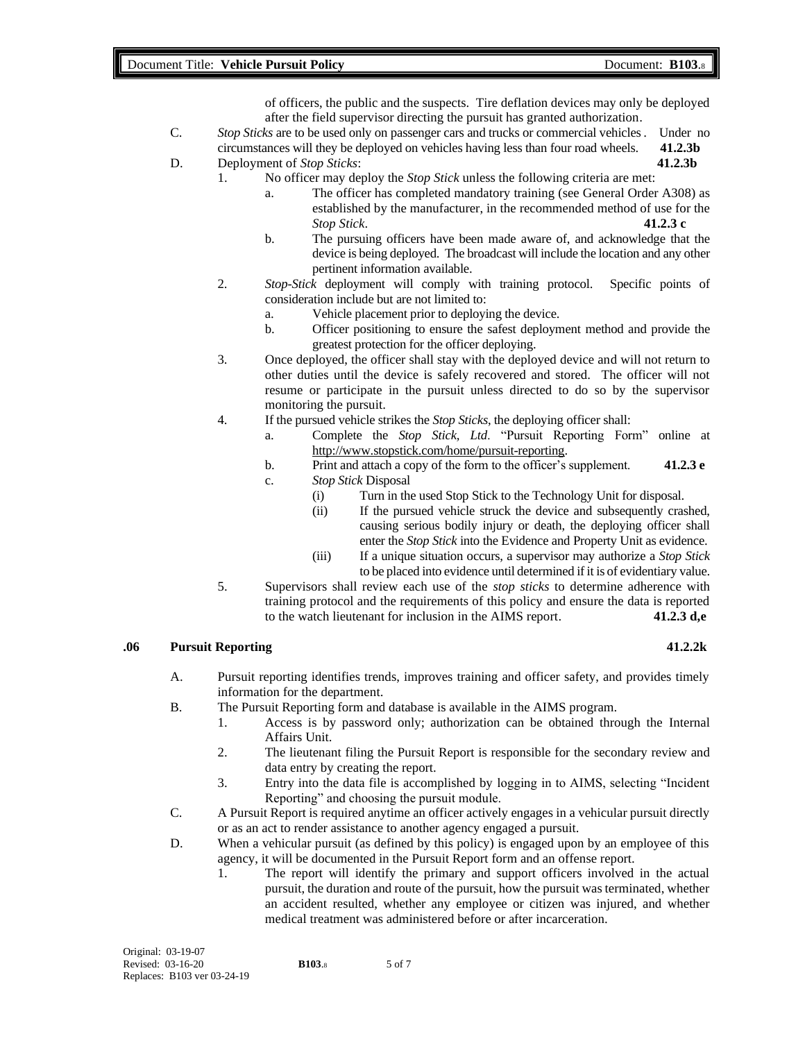of officers, the public and the suspects. Tire deflation devices may only be deployed after the field supervisor directing the pursuit has granted authorization.

C. *Stop Sticks* are to be used only on passenger cars and trucks or commercial vehicles. Under no circumstances will they be deployed on vehicles having less than four road wheels. **41.2.3b**

D. Deployment of *Stop Sticks*: **41.2.3b**

1. No officer may deploy the *Stop Stick* unless the following criteria are met:
   a. The officer has completed mandatory training (see General Order A308) as established by the manufacturer, in the recommended method of use for the *Stop Stick*. **41.2.3 c**
   b. The pursuing officers have been made aware of, and acknowledge that the device is being deployed. The broadcast will include the location and any other pertinent information available.
2. *Stop-Stick* deployment will comply with training protocol. Specific points of consideration include but are not limited to:
   a. Vehicle placement prior to deploying the device.
   b. Officer positioning to ensure the safest deployment method and provide the greatest protection for the officer deploying.
3. Once deployed, the officer shall stay with the deployed device and will not return to other duties until the device is safely recovered and stored. The officer will not resume or participate in the pursuit unless directed to do so by the supervisor monitoring the pursuit.
4. If the pursued vehicle strikes the *Stop Sticks*, the deploying officer shall:
   a. Complete the *Stop Stick, Ltd*. "Pursuit Reporting Form" online at http://www.stopstick.com/home/pursuit-reporting.
   b. Print and attach a copy of the form to the officer's supplement. **41.2.3 e**
   c. *Stop Stick* Disposal
      (i) Turn in the used Stop Stick to the Technology Unit for disposal.
      (ii) If the pursued vehicle struck the device and subsequently crashed, causing serious bodily injury or death, the deploying officer shall enter the *Stop Stick* into the Evidence and Property Unit as evidence.
      (iii) If a unique situation occurs, a supervisor may authorize a *Stop Stick* to be placed into evidence until determined if it is of evidentiary value.
5. Supervisors shall review each use of the *stop sticks* to determine adherence with training protocol and the requirements of this policy and ensure the data is reported to the watch lieutenant for inclusion in the AIMS report. **41.2.3 d,e**

## .06 Pursuit Reporting **41.2.2k**

A. Pursuit reporting identifies trends, improves training and officer safety, and provides timely information for the department.

B. The Pursuit Reporting form and database is available in the AIMS program.

1. Access is by password only; authorization can be obtained through the Internal Affairs Unit.
2. The lieutenant filing the Pursuit Report is responsible for the secondary review and data entry by creating the report.
3. Entry into the data file is accomplished by logging in to AIMS, selecting "Incident Reporting" and choosing the pursuit module.

C. A Pursuit Report is required anytime an officer actively engages in a vehicular pursuit directly or as an act to render assistance to another agency engaged a pursuit.

D. When a vehicular pursuit (as defined by this policy) is engaged upon by an employee of this agency, it will be documented in the Pursuit Report form and an offense report.

1. The report will identify the primary and support officers involved in the actual pursuit, the duration and route of the pursuit, how the pursuit was terminated, whether an accident resulted, whether any employee or citizen was injured, and whether medical treatment was administered before or after incarceration.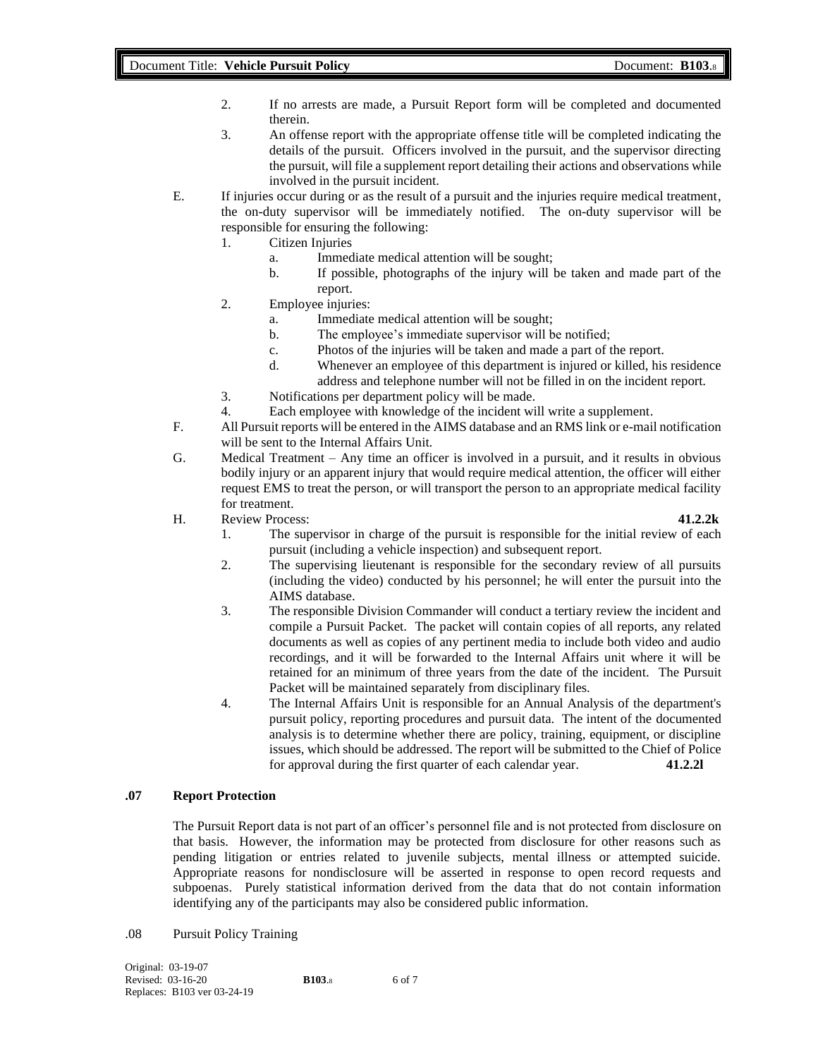2. If no arrests are made, a Pursuit Report form will be completed and documented therein.
3. An offense report with the appropriate offense title will be completed indicating the details of the pursuit. Officers involved in the pursuit, and the supervisor directing the pursuit, will file a supplement report detailing their actions and observations while involved in the pursuit incident.

E. If injuries occur during or as the result of a pursuit and the injuries require medical treatment, the on-duty supervisor will be immediately notified. The on-duty supervisor will be responsible for ensuring the following:
   1. Citizen Injuries
      a. Immediate medical attention will be sought;
      b. If possible, photographs of the injury will be taken and made part of the report.
   2. Employee injuries:
      a. Immediate medical attention will be sought;
      b. The employee's immediate supervisor will be notified;
      c. Photos of the injuries will be taken and made a part of the report.
      d. Whenever an employee of this department is injured or killed, his residence address and telephone number will not be filled in on the incident report.
   3. Notifications per department policy will be made.
   4. Each employee with knowledge of the incident will write a supplement.

F. All Pursuit reports will be entered in the AIMS database and an RMS link or e-mail notification will be sent to the Internal Affairs Unit.

G. Medical Treatment – Any time an officer is involved in a pursuit, and it results in obvious bodily injury or an apparent injury that would require medical attention, the officer will either request EMS to treat the person, or will transport the person to an appropriate medical facility for treatment.

H. Review Process: **41.2.2k**
   1. The supervisor in charge of the pursuit is responsible for the initial review of each pursuit (including a vehicle inspection) and subsequent report.
   2. The supervising lieutenant is responsible for the secondary review of all pursuits (including the video) conducted by his personnel; he will enter the pursuit into the AIMS database.
   3. The responsible Division Commander will conduct a tertiary review the incident and compile a Pursuit Packet. The packet will contain copies of all reports, any related documents as well as copies of any pertinent media to include both video and audio recordings, and it will be forwarded to the Internal Affairs unit where it will be retained for an minimum of three years from the date of the incident. The Pursuit Packet will be maintained separately from disciplinary files.
   4. The Internal Affairs Unit is responsible for an Annual Analysis of the department's pursuit policy, reporting procedures and pursuit data. The intent of the documented analysis is to determine whether there are policy, training, equipment, or discipline issues, which should be addressed. The report will be submitted to the Chief of Police for approval during the first quarter of each calendar year. **41.2.2l**

## .07 Report Protection

The Pursuit Report data is not part of an officer's personnel file and is not protected from disclosure on that basis. However, the information may be protected from disclosure for other reasons such as pending litigation or entries related to juvenile subjects, mental illness or attempted suicide. Appropriate reasons for nondisclosure will be asserted in response to open record requests and subpoenas. Purely statistical information derived from the data that do not contain information identifying any of the participants may also be considered public information.

## .08 Pursuit Policy Training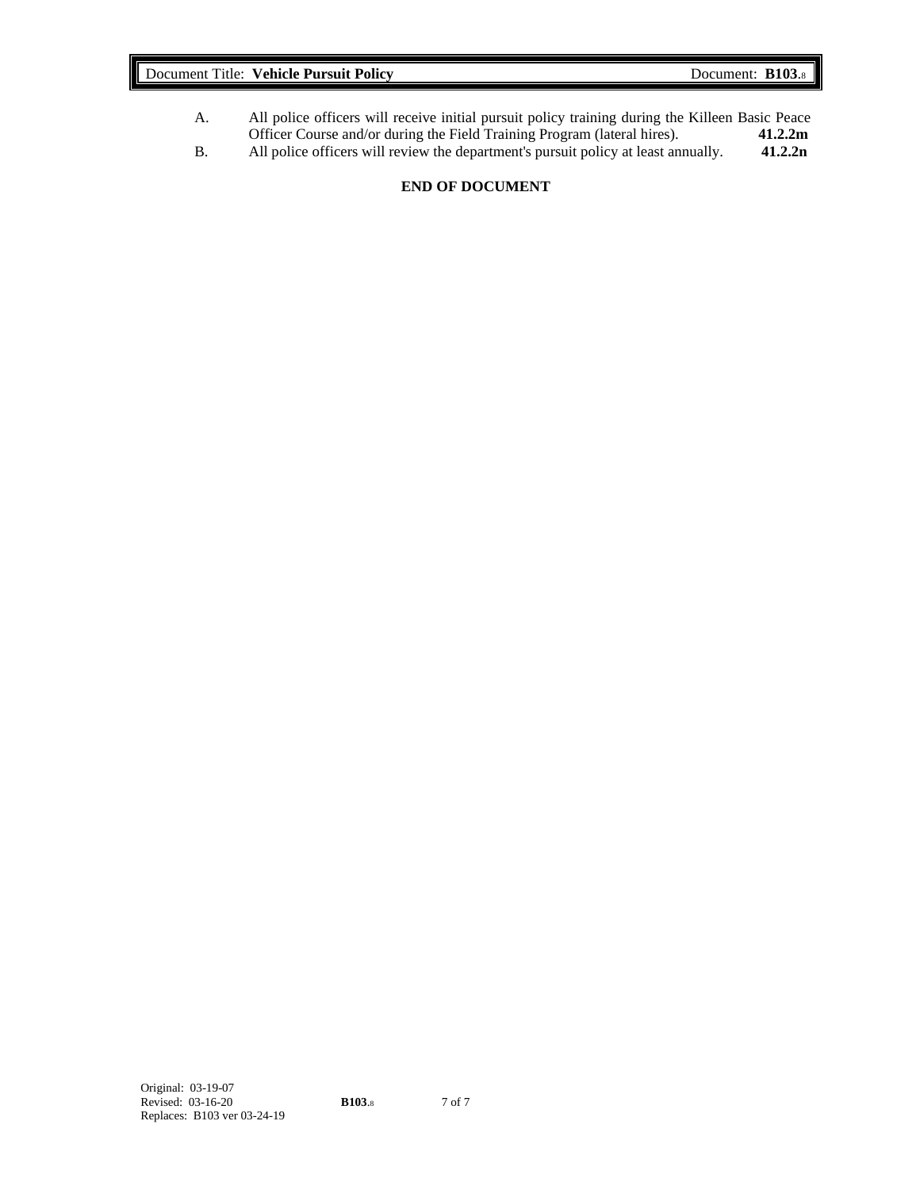A. All police officers will receive initial pursuit policy training during the Killeen Basic Peace Officer Course and/or during the Field Training Program (lateral hires). **41.2.2m**

B. All police officers will review the department's pursuit policy at least annually. **41.2.2n**

**END OF DOCUMENT**

Original: 03-19-07
Revised: 03-16-20
Replaces: B103 ver 03-24-19